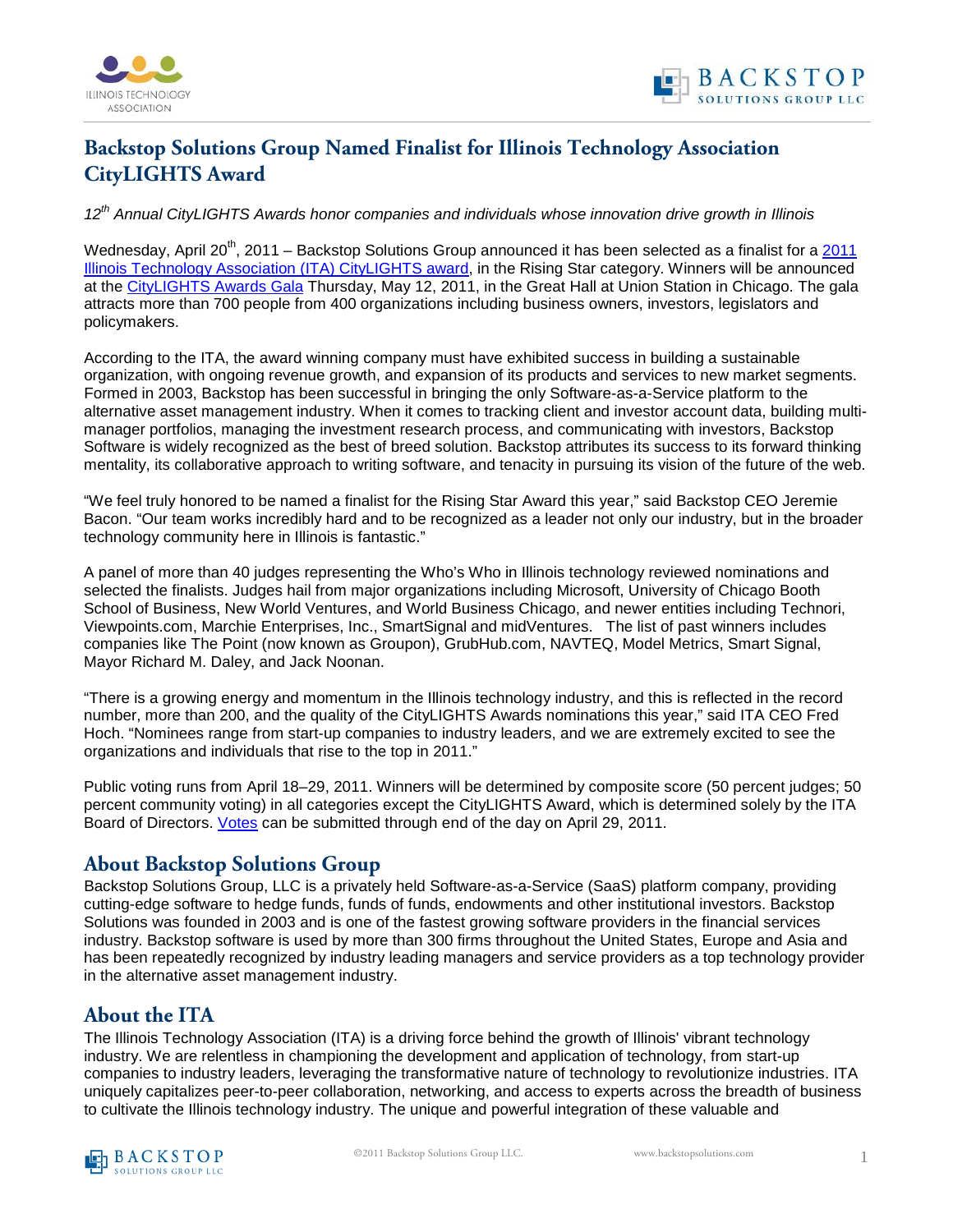# Backstop Solutions Group Named Finalist for Illinois Technology Association CityLIGHTS Award

*12th Annual CityLIGHTS Awards honor companies and individuals whose innovation drive growth in Illinois*

Wednesday, April 20th, 2011 – Backstop Solutions Group announced it has been selected as a finalist for a 2011 Illinois Technology Association (ITA) CityLIGHTS award, in the Rising Star category. Winners will be announced at the CityLIGHTS Awards Gala Thursday, May 12, 2011, in the Great Hall at Union Station in Chicago. The gala attracts more than 700 people from 400 organizations including business owners, investors, legislators and policymakers.

According to the ITA, the award winning company must have exhibited success in building a sustainable organization, with ongoing revenue growth, and expansion of its products and services to new market segments. Formed in 2003, Backstop has been successful in bringing the only Software-as-a-Service platform to the alternative asset management industry. When it comes to tracking client and investor account data, building multi-manager portfolios, managing the investment research process, and communicating with investors, Backstop Software is widely recognized as the best of breed solution. Backstop attributes its success to its forward thinking mentality, its collaborative approach to writing software, and tenacity in pursuing its vision of the future of the web.

"We feel truly honored to be named a finalist for the Rising Star Award this year," said Backstop CEO Jeremie Bacon. "Our team works incredibly hard and to be recognized as a leader not only our industry, but in the broader technology community here in Illinois is fantastic."

A panel of more than 40 judges representing the Who's Who in Illinois technology reviewed nominations and selected the finalists. Judges hail from major organizations including Microsoft, University of Chicago Booth School of Business, New World Ventures, and World Business Chicago, and newer entities including Technori, Viewpoints.com, Marchie Enterprises, Inc., SmartSignal and midVentures. The list of past winners includes companies like The Point (now known as Groupon), GrubHub.com, NAVTEQ, Model Metrics, Smart Signal, Mayor Richard M. Daley, and Jack Noonan.

"There is a growing energy and momentum in the Illinois technology industry, and this is reflected in the record number, more than 200, and the quality of the CityLIGHTS Awards nominations this year," said ITA CEO Fred Hoch. "Nominees range from start-up companies to industry leaders, and we are extremely excited to see the organizations and individuals that rise to the top in 2011."

Public voting runs from April 18–29, 2011. Winners will be determined by composite score (50 percent judges; 50 percent community voting) in all categories except the CityLIGHTS Award, which is determined solely by the ITA Board of Directors. Votes can be submitted through end of the day on April 29, 2011.

## About Backstop Solutions Group

Backstop Solutions Group, LLC is a privately held Software-as-a-Service (SaaS) platform company, providing cutting-edge software to hedge funds, funds of funds, endowments and other institutional investors. Backstop Solutions was founded in 2003 and is one of the fastest growing software providers in the financial services industry. Backstop software is used by more than 300 firms throughout the United States, Europe and Asia and has been repeatedly recognized by industry leading managers and service providers as a top technology provider in the alternative asset management industry.

## About the ITA

The Illinois Technology Association (ITA) is a driving force behind the growth of Illinois' vibrant technology industry. We are relentless in championing the development and application of technology, from start-up companies to industry leaders, leveraging the transformative nature of technology to revolutionize industries. ITA uniquely capitalizes peer-to-peer collaboration, networking, and access to experts across the breadth of business to cultivate the Illinois technology industry. The unique and powerful integration of these valuable and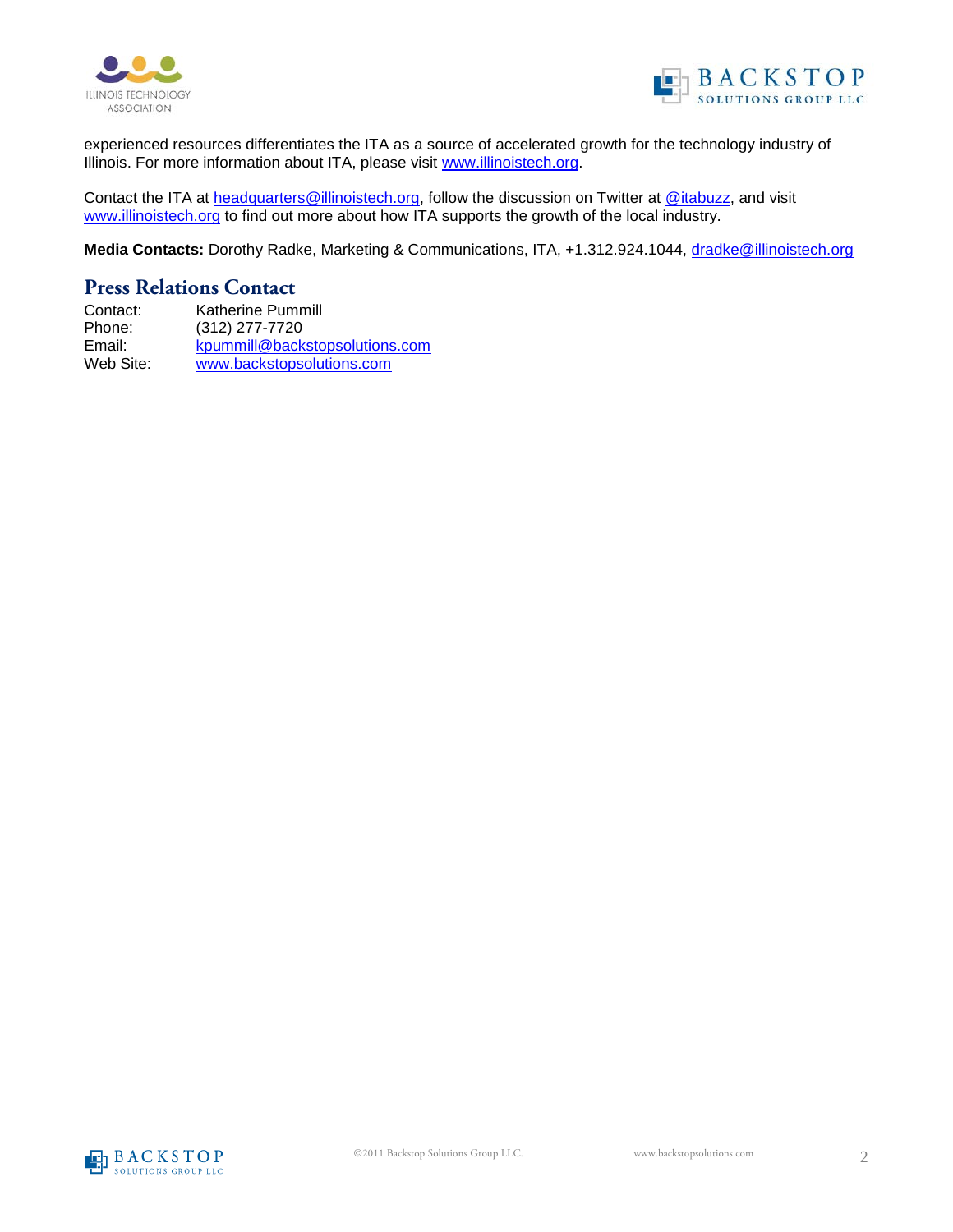experienced resources differentiates the ITA as a source of accelerated growth for the technology industry of Illinois. For more information about ITA, please visit www.illinoistech.org.

Contact the ITA at headquarters@illinoistech.org, follow the discussion on Twitter at @itabuzz, and visit www.illinoistech.org to find out more about how ITA supports the growth of the local industry.

**Media Contacts:** Dorothy Radke, Marketing & Communications, ITA, +1.312.924.1044, dradke@illinoistech.org

## Press Relations Contact

| | |
|---|---|
| Contact: | Katherine Pummill |
| Phone: | (312) 277-7720 |
| Email: | kpummill@backstopsolutions.com |
| Web Site: | www.backstopsolutions.com |